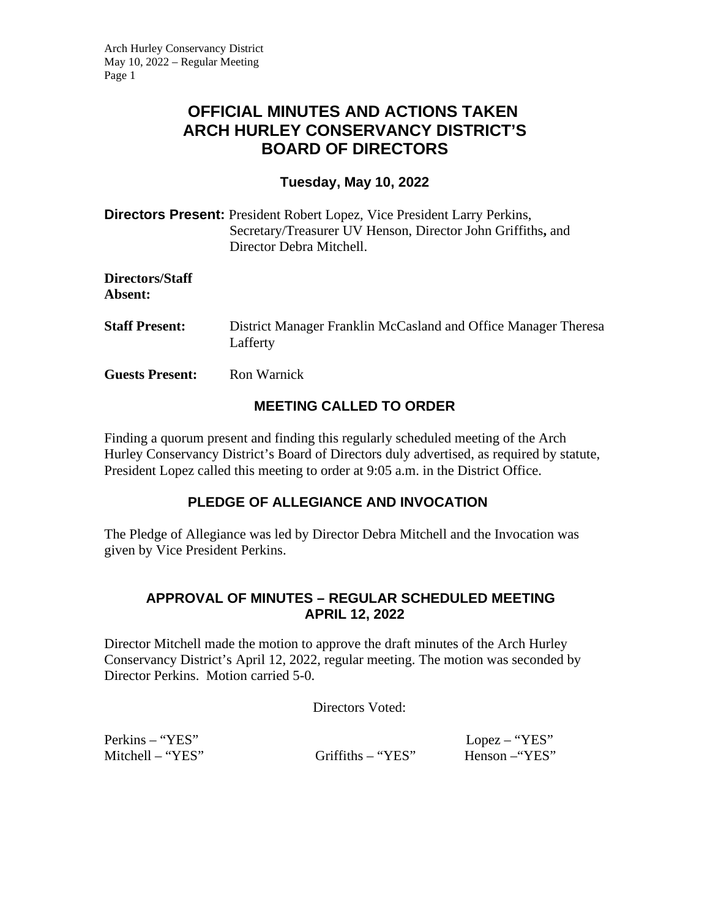# OFFICIAL MINUTES AND ACTIONS TAKEN ARCH HURLEY CONSERVANCY DISTRICT'S BOARD OF DIRECTORS

### Tuesday, May 10, 2022

**Directors Present:** President Robert Lopez, Vice President Larry Perkins, Secretary/Treasurer UV Henson, Director John Griffiths**,** and Director Debra Mitchell.

**Directors/Staff Absent:**

**Staff Present:** District Manager Franklin McCasland and Office Manager Theresa Lafferty

**Guests Present:** Ron Warnick

## MEETING CALLED TO ORDER

Finding a quorum present and finding this regularly scheduled meeting of the Arch Hurley Conservancy District's Board of Directors duly advertised, as required by statute, President Lopez called this meeting to order at 9:05 a.m. in the District Office.

## PLEDGE OF ALLEGIANCE AND INVOCATION

The Pledge of Allegiance was led by Director Debra Mitchell and the Invocation was given by Vice President Perkins.

## APPROVAL OF MINUTES – REGULAR SCHEDULED MEETING APRIL 12, 2022

Director Mitchell made the motion to approve the draft minutes of the Arch Hurley Conservancy District's April 12, 2022, regular meeting. The motion was seconded by Director Perkins. Motion carried 5-0.

Directors Voted:

Perkins – "YES"
Lopez – "YES"
Mitchell – "YES"
Griffiths – "YES"
Henson –"YES"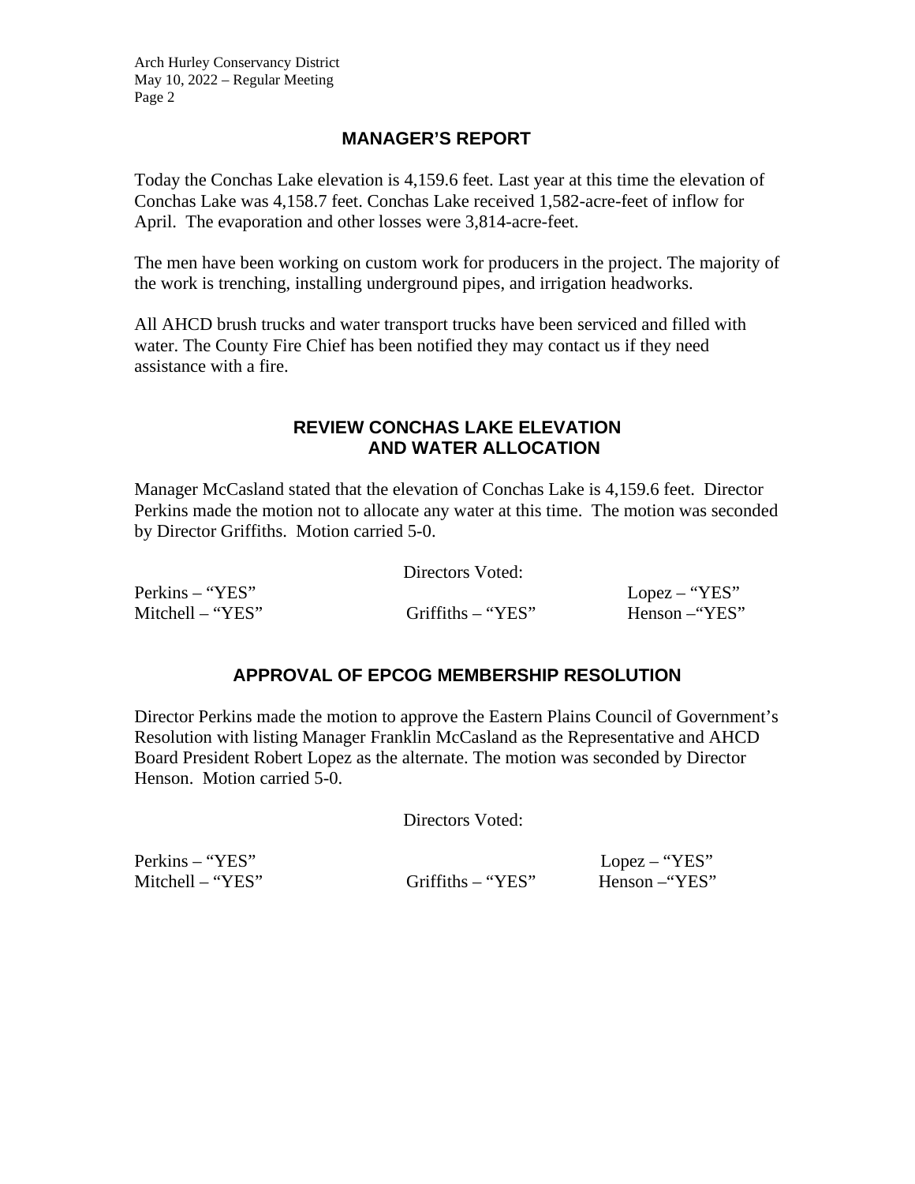## MANAGER'S REPORT

Today the Conchas Lake elevation is 4,159.6 feet. Last year at this time the elevation of Conchas Lake was 4,158.7 feet. Conchas Lake received 1,582-acre-feet of inflow for April. The evaporation and other losses were 3,814-acre-feet.

The men have been working on custom work for producers in the project. The majority of the work is trenching, installing underground pipes, and irrigation headworks.

All AHCD brush trucks and water transport trucks have been serviced and filled with water. The County Fire Chief has been notified they may contact us if they need assistance with a fire.

## REVIEW CONCHAS LAKE ELEVATION AND WATER ALLOCATION

Manager McCasland stated that the elevation of Conchas Lake is 4,159.6 feet. Director Perkins made the motion not to allocate any water at this time. The motion was seconded by Director Griffiths. Motion carried 5-0.

Directors Voted:

Perkins – "YES"  
Lopez – "YES"  
Mitchell – "YES"  
Griffiths – "YES"  
Henson –"YES"

## APPROVAL OF EPCOG MEMBERSHIP RESOLUTION

Director Perkins made the motion to approve the Eastern Plains Council of Government's Resolution with listing Manager Franklin McCasland as the Representative and AHCD Board President Robert Lopez as the alternate. The motion was seconded by Director Henson. Motion carried 5-0.

Directors Voted:

Perkins – "YES"  
Lopez – "YES"  
Mitchell – "YES"  
Griffiths – "YES"  
Henson –"YES"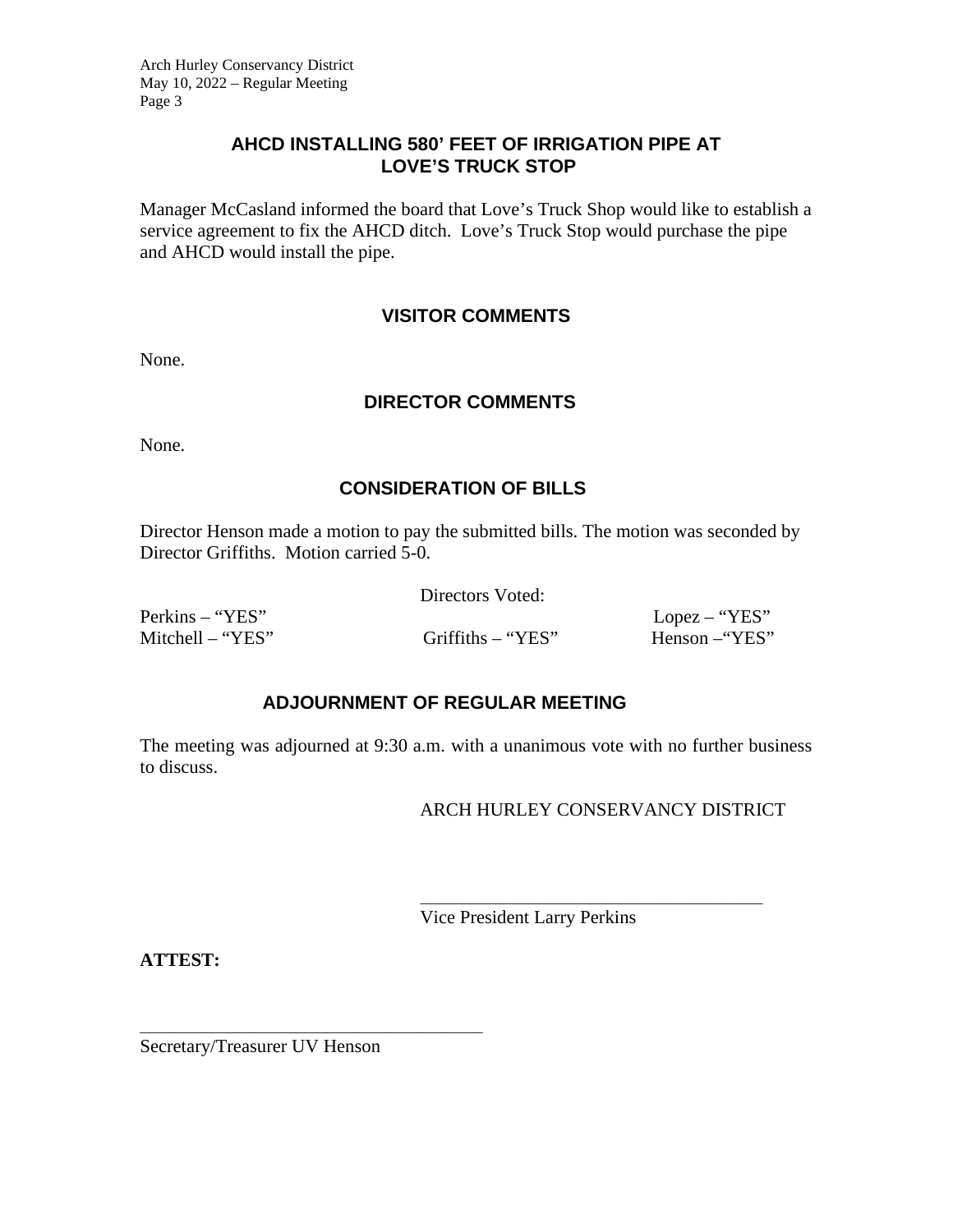## AHCD INSTALLING 580' FEET OF IRRIGATION PIPE AT LOVE'S TRUCK STOP

Manager McCasland informed the board that Love's Truck Shop would like to establish a service agreement to fix the AHCD ditch. Love's Truck Stop would purchase the pipe and AHCD would install the pipe.

## VISITOR COMMENTS

None.

## DIRECTOR COMMENTS

None.

## CONSIDERATION OF BILLS

Director Henson made a motion to pay the submitted bills. The motion was seconded by Director Griffiths. Motion carried 5-0.

Directors Voted:

| | | |
|---|---|---|
| Perkins – "YES" | | Lopez – "YES" |
| Mitchell – "YES" | Griffiths – "YES" | Henson –"YES" |

## ADJOURNMENT OF REGULAR MEETING

The meeting was adjourned at 9:30 a.m. with a unanimous vote with no further business to discuss.

ARCH HURLEY CONSERVANCY DISTRICT

\_\_\_\_\_\_\_\_\_\_\_\_\_\_\_\_\_\_\_\_\_\_\_\_\_\_\_\_\_\_\_\_\_\_\_\_\_\_

Vice President Larry Perkins

**ATTEST:**

\_\_\_\_\_\_\_\_\_\_\_\_\_\_\_\_\_\_\_\_\_\_\_\_\_\_\_\_\_\_\_\_\_\_\_\_\_\_

Secretary/Treasurer UV Henson